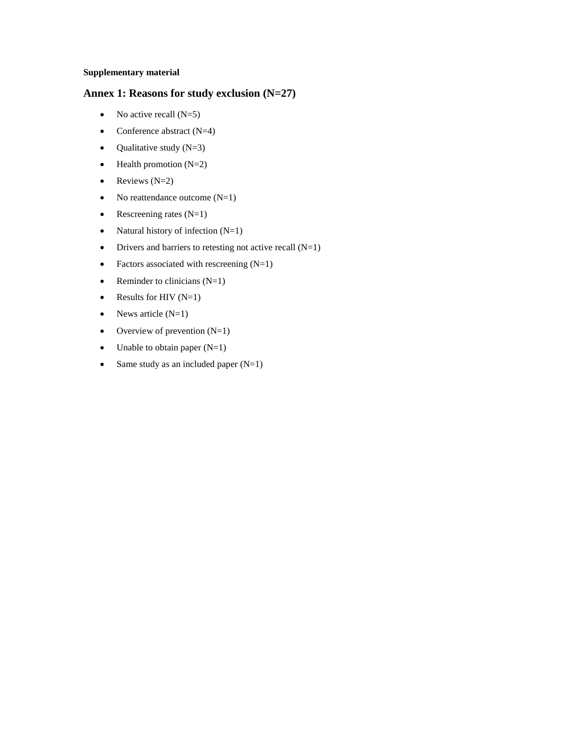**Supplementary material**

## Annex 1: Reasons for study exclusion (N=27)

- No active recall (N=5)
- Conference abstract (N=4)
- Qualitative study (N=3)
- Health promotion (N=2)
- Reviews (N=2)
- No reattendance outcome (N=1)
- Rescreening rates (N=1)
- Natural history of infection (N=1)
- Drivers and barriers to retesting not active recall (N=1)
- Factors associated with rescreening (N=1)
- Reminder to clinicians (N=1)
- Results for HIV (N=1)
- News article (N=1)
- Overview of prevention (N=1)
- Unable to obtain paper (N=1)
- Same study as an included paper (N=1)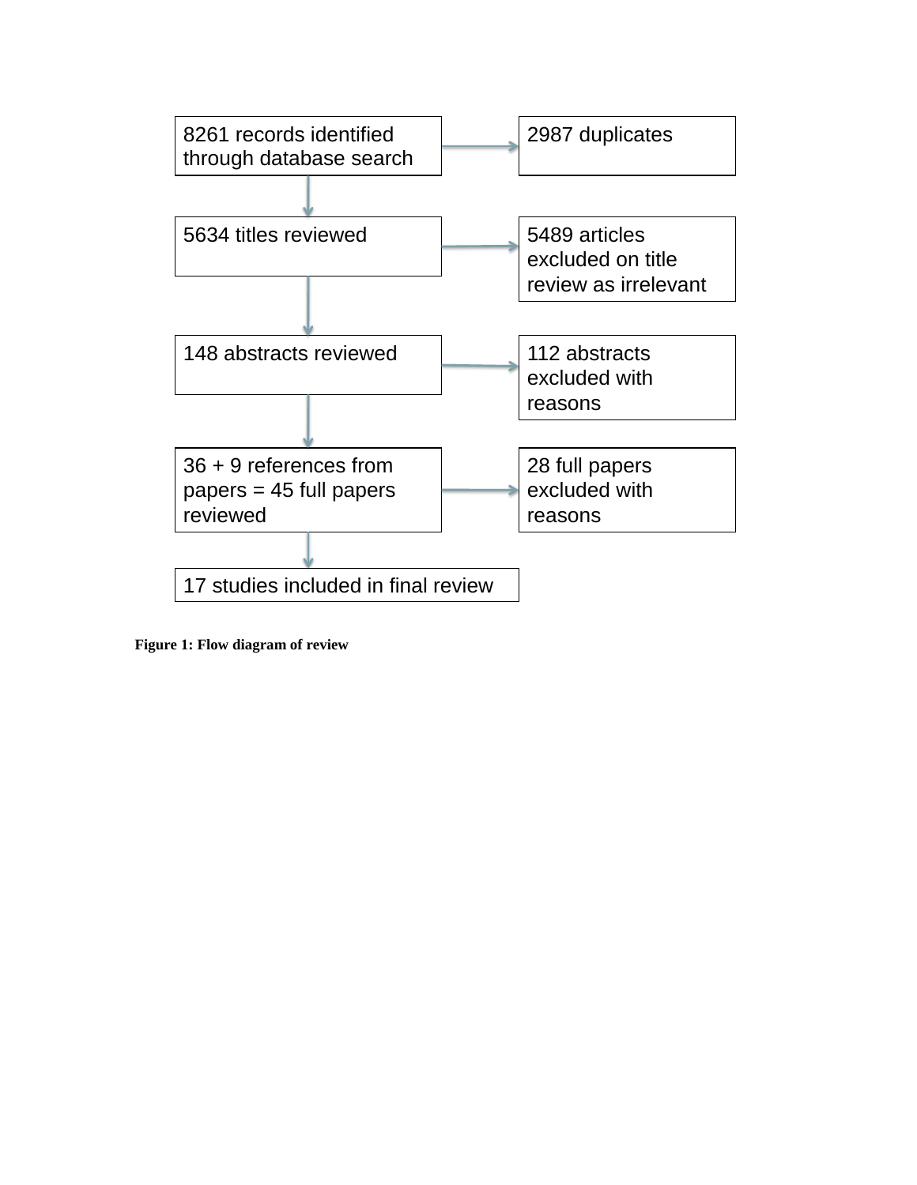8261 records identified through database search

2987 duplicates

5634 titles reviewed

5489 articles excluded on title review as irrelevant

148 abstracts reviewed

112 abstracts excluded with reasons

36 + 9 references from papers = 45 full papers reviewed

28 full papers excluded with reasons

17 studies included in final review

**Figure 1: Flow diagram of review**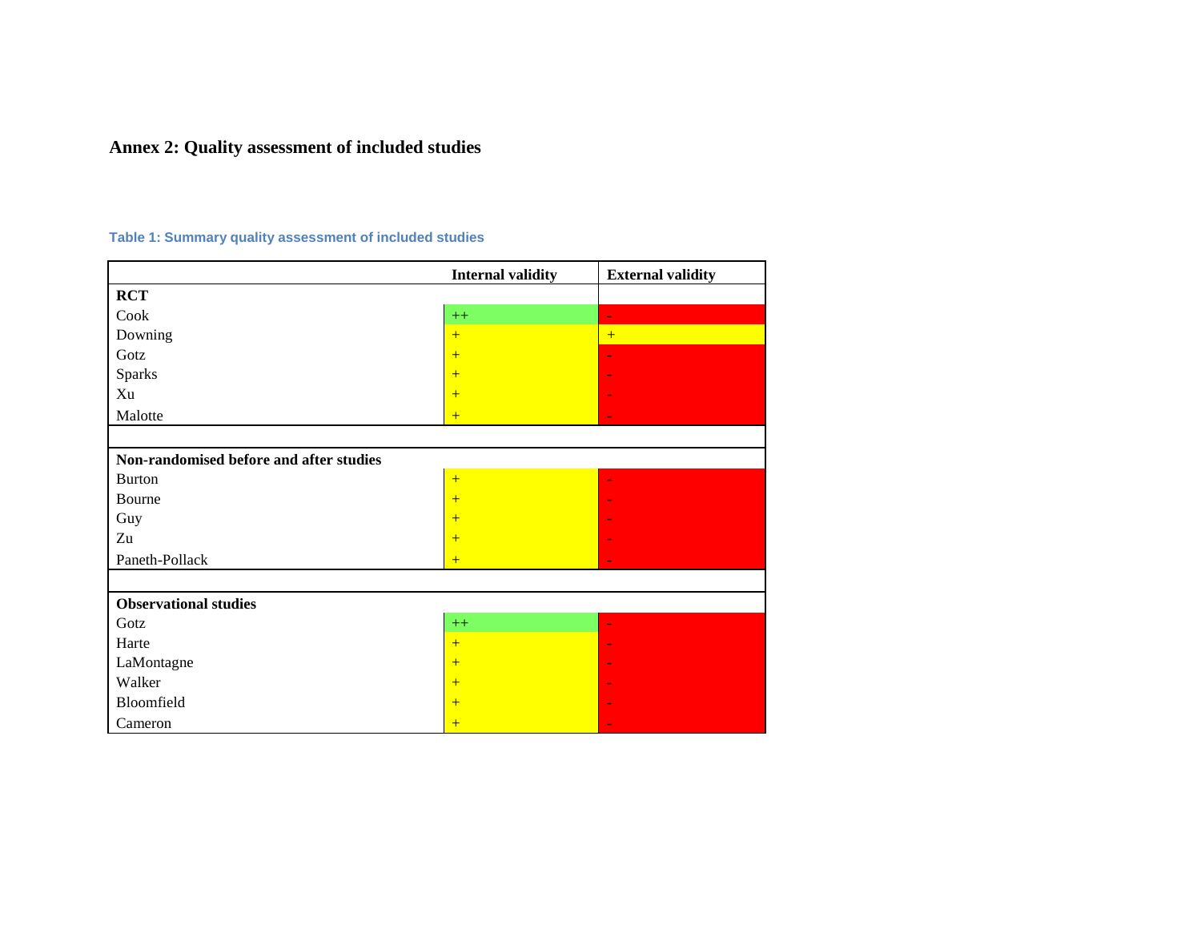## Annex 2: Quality assessment of included studies

**Table 1: Summary quality assessment of included studies**

| | Internal validity | External validity |
|---|---|---|
| **RCT** | | |
| Cook | ++ | - |
| Downing | + | + |
| Gotz | + | - |
| Sparks | + | - |
| Xu | + | - |
| Malotte | + | - |
| | | |
| **Non-randomised before and after studies** | | |
| Burton | + | - |
| Bourne | + | - |
| Guy | + | - |
| Zu | + | - |
| Paneth-Pollack | + | - |
| | | |
| **Observational studies** | | |
| Gotz | ++ | - |
| Harte | + | - |
| LaMontagne | + | - |
| Walker | + | - |
| Bloomfield | + | - |
| Cameron | + | - |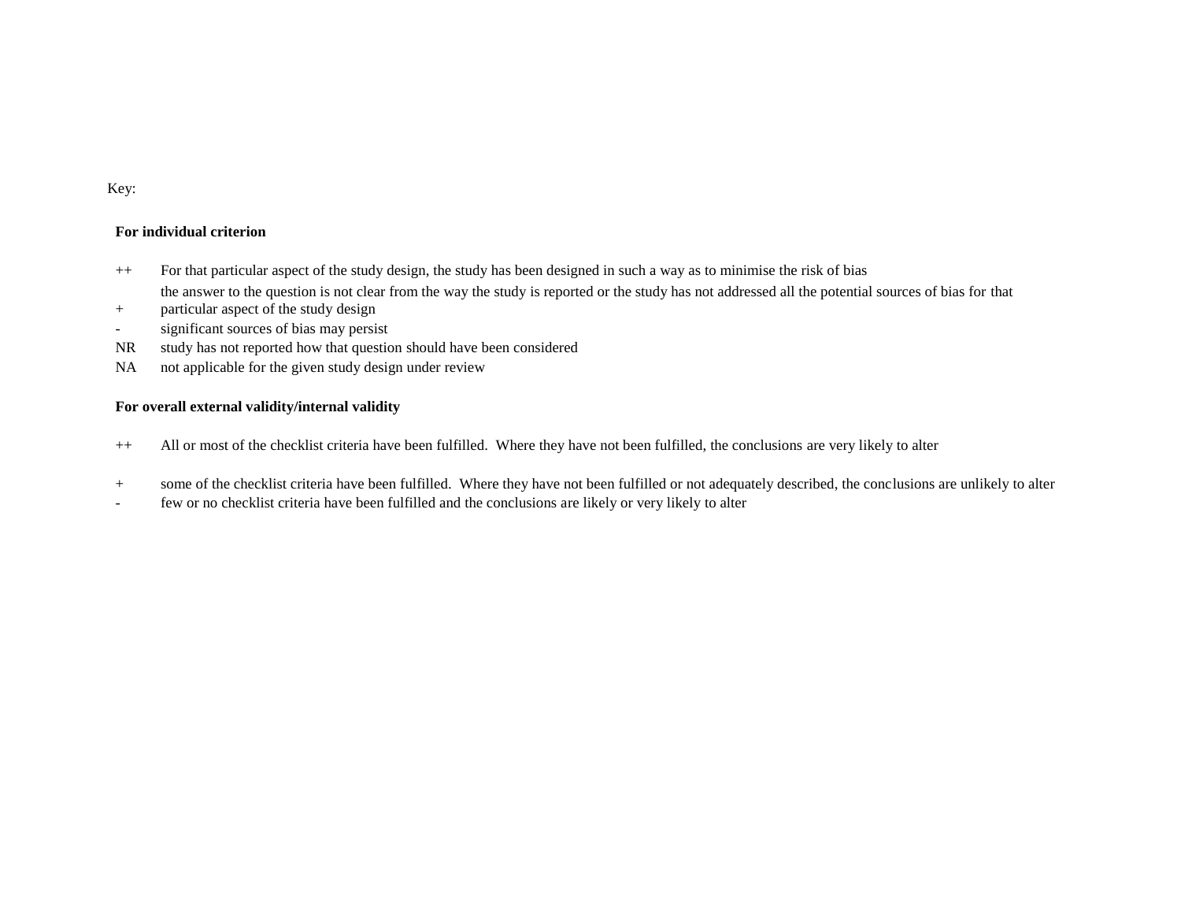Key:

**For individual criterion**

| | |
|---|---|
| ++ | For that particular aspect of the study design, the study has been designed in such a way as to minimise the risk of bias |
| + | the answer to the question is not clear from the way the study is reported or the study has not addressed all the potential sources of bias for that particular aspect of the study design |
| - | significant sources of bias may persist |
| NR | study has not reported how that question should have been considered |
| NA | not applicable for the given study design under review |

**For overall external validity/internal validity**

| | |
|---|---|
| ++ | All or most of the checklist criteria have been fulfilled. Where they have not been fulfilled, the conclusions are very likely to alter |
| + | some of the checklist criteria have been fulfilled. Where they have not been fulfilled or not adequately described, the conclusions are unlikely to alter |
| - | few or no checklist criteria have been fulfilled and the conclusions are likely or very likely to alter |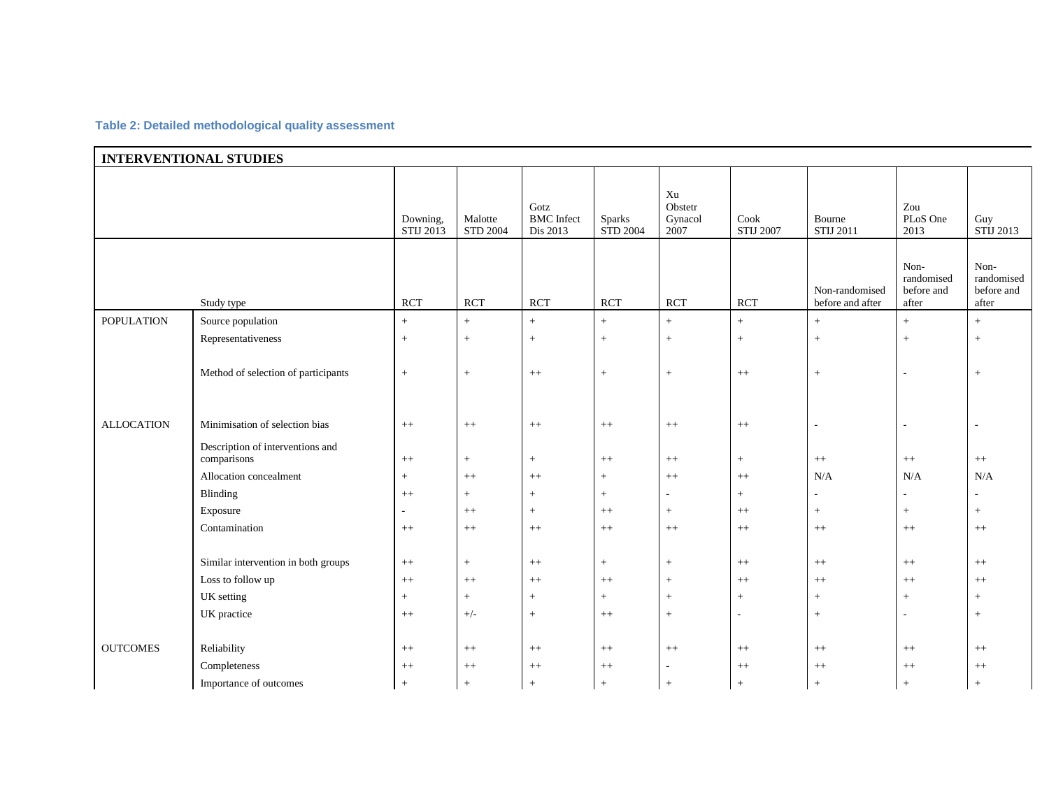### Table 2: Detailed methodological quality assessment

| INTERVENTIONAL STUDIES | | Downing, STIJ 2013 | Malotte STD 2004 | Gotz BMC Infect Dis 2013 | Sparks STD 2004 | Xu Obstetr Gynacol 2007 | Cook STIJ 2007 | Bourne STIJ 2011 | Zou PLoS One 2013 | Guy STIJ 2013 |
|---|---|---|---|---|---|---|---|---|---|---|
| | Study type | RCT | RCT | RCT | RCT | RCT | RCT | Non-randomised before and after | Non-randomised before and after | Non-randomised before and after |
| POPULATION | Source population | + | + | + | + | + | + | + | + | + |
| | Representativeness | + | + | + | + | + | + | + | + | + |
| | Method of selection of participants | + | + | ++ | + | + | ++ | + | - | + |
| ALLOCATION | Minimisation of selection bias | ++ | ++ | ++ | ++ | ++ | ++ | - | - | - |
| | Description of interventions and comparisons | ++ | + | + | ++ | ++ | + | ++ | ++ | ++ |
| | Allocation concealment | + | ++ | ++ | + | ++ | ++ | N/A | N/A | N/A |
| | Blinding | ++ | + | + | + | - | + | - | - | - |
| | Exposure | - | ++ | + | ++ | + | ++ | + | + | + |
| | Contamination | ++ | ++ | ++ | ++ | ++ | ++ | ++ | ++ | ++ |
| | Similar intervention in both groups | ++ | + | ++ | + | + | ++ | ++ | ++ | ++ |
| | Loss to follow up | ++ | ++ | ++ | ++ | + | ++ | ++ | ++ | ++ |
| | UK setting | + | + | + | + | + | + | + | + | + |
| | UK practice | ++ | +/- | + | ++ | + | - | + | - | + |
| OUTCOMES | Reliability | ++ | ++ | ++ | ++ | ++ | ++ | ++ | ++ | ++ |
| | Completeness | ++ | ++ | ++ | ++ | - | ++ | ++ | ++ | ++ |
| | Importance of outcomes | + | + | + | + | + | + | + | + | + |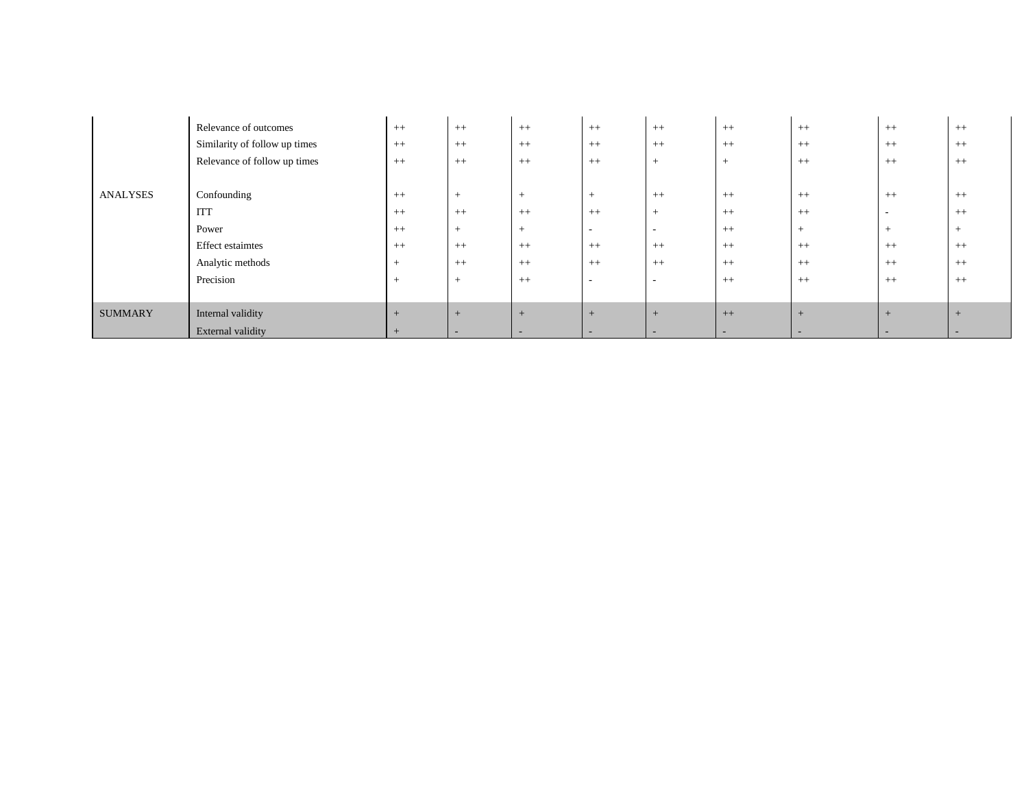| | | | | | | | | | | |
|---|---|---|---|---|---|---|---|---|---|---|
| | Relevance of outcomes | ++ | ++ | ++ | ++ | ++ | ++ | ++ | ++ | ++ |
| | Similarity of follow up times | ++ | ++ | ++ | ++ | ++ | ++ | ++ | ++ | ++ |
| | Relevance of follow up times | ++ | ++ | ++ | ++ | + | + | ++ | ++ | ++ |
| ANALYSES | Confounding | ++ | + | + | + | ++ | ++ | ++ | ++ | ++ |
| | ITT | ++ | ++ | ++ | ++ | + | ++ | ++ | - | ++ |
| | Power | ++ | + | + | - | - | ++ | + | + | + |
| | Effect estaimtes | ++ | ++ | ++ | ++ | ++ | ++ | ++ | ++ | ++ |
| | Analytic methods | + | ++ | ++ | ++ | ++ | ++ | ++ | ++ | ++ |
| | Precision | + | + | ++ | - | - | ++ | ++ | ++ | ++ |
| SUMMARY | Internal validity | + | + | + | + | + | ++ | + | + | + |
| | External validity | + | - | - | - | - | - | - | - | - |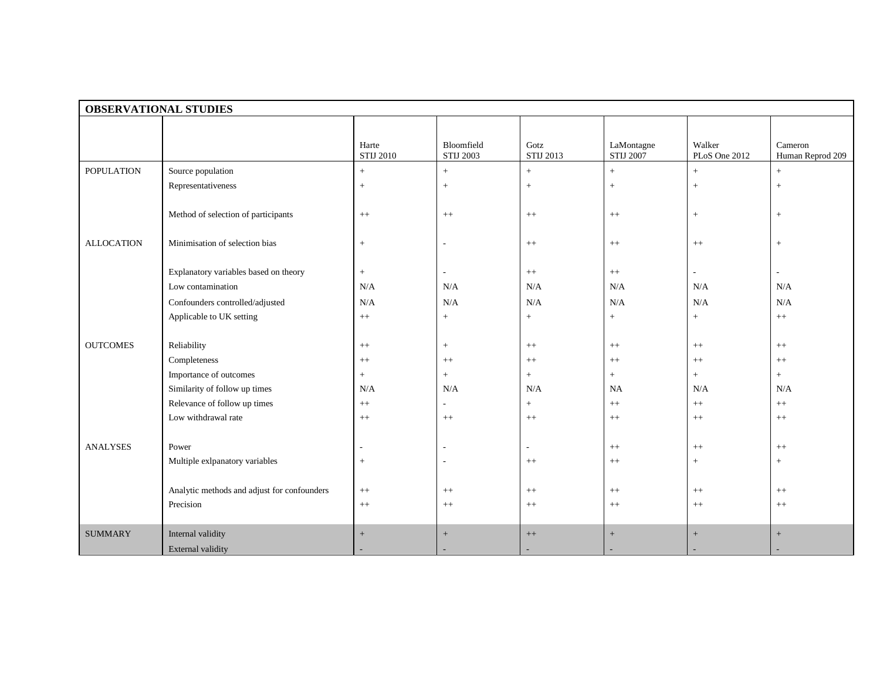| OBSERVATIONAL STUDIES | | | | | | | |
|---|---|---|---|---|---|---|---|
| | | Harte STIJ 2010 | Bloomfield STIJ 2003 | Gotz STIJ 2013 | LaMontagne STIJ 2007 | Walker PLoS One 2012 | Cameron Human Reprod 209 |
| POPULATION | Source population | + | + | + | + | + | + |
| | Representativeness | + | + | + | + | + | + |
| | Method of selection of participants | ++ | ++ | ++ | ++ | + | + |
| ALLOCATION | Minimisation of selection bias | + | - | ++ | ++ | ++ | + |
| | Explanatory variables based on theory | + | - | ++ | ++ | - | - |
| | Low contamination | N/A | N/A | N/A | N/A | N/A | N/A |
| | Confounders controlled/adjusted | N/A | N/A | N/A | N/A | N/A | N/A |
| | Applicable to UK setting | ++ | + | + | + | + | ++ |
| OUTCOMES | Reliability | ++ | + | ++ | ++ | ++ | ++ |
| | Completeness | ++ | ++ | ++ | ++ | ++ | ++ |
| | Importance of outcomes | + | + | + | + | + | + |
| | Similarity of follow up times | N/A | N/A | N/A | NA | N/A | N/A |
| | Relevance of follow up times | ++ | - | + | ++ | ++ | ++ |
| | Low withdrawal rate | ++ | ++ | ++ | ++ | ++ | ++ |
| ANALYSES | Power | - | - | - | ++ | ++ | ++ |
| | Multiple exlpanatory variables | + | - | ++ | ++ | + | + |
| | Analytic methods and adjust for confounders | ++ | ++ | ++ | ++ | ++ | ++ |
| | Precision | ++ | ++ | ++ | ++ | ++ | ++ |
| SUMMARY | Internal validity | + | + | ++ | + | + | + |
| | External validity | - | - | - | - | - | - |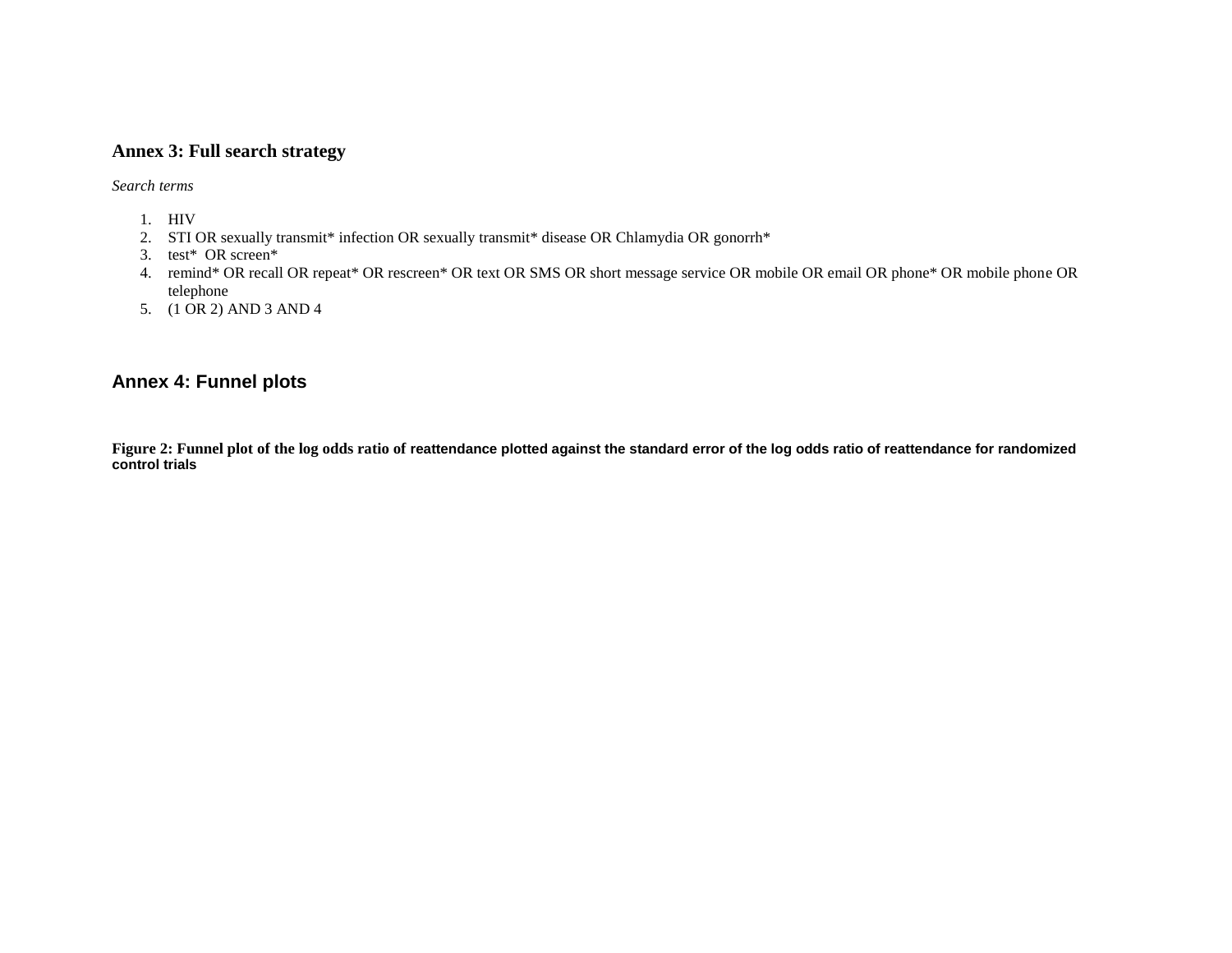## Annex 3: Full search strategy

*Search terms*

1. HIV
2. STI OR sexually transmit* infection OR sexually transmit* disease OR Chlamydia OR gonorrh*
3. test*  OR screen*
4. remind* OR recall OR repeat* OR rescreen* OR text OR SMS OR short message service OR mobile OR email OR phone* OR mobile phone OR telephone
5. (1 OR 2) AND 3 AND 4

## Annex 4: Funnel plots

**Figure 2: Funnel plot of the log odds ratio of reattendance plotted against the standard error of the log odds ratio of reattendance for randomized control trials**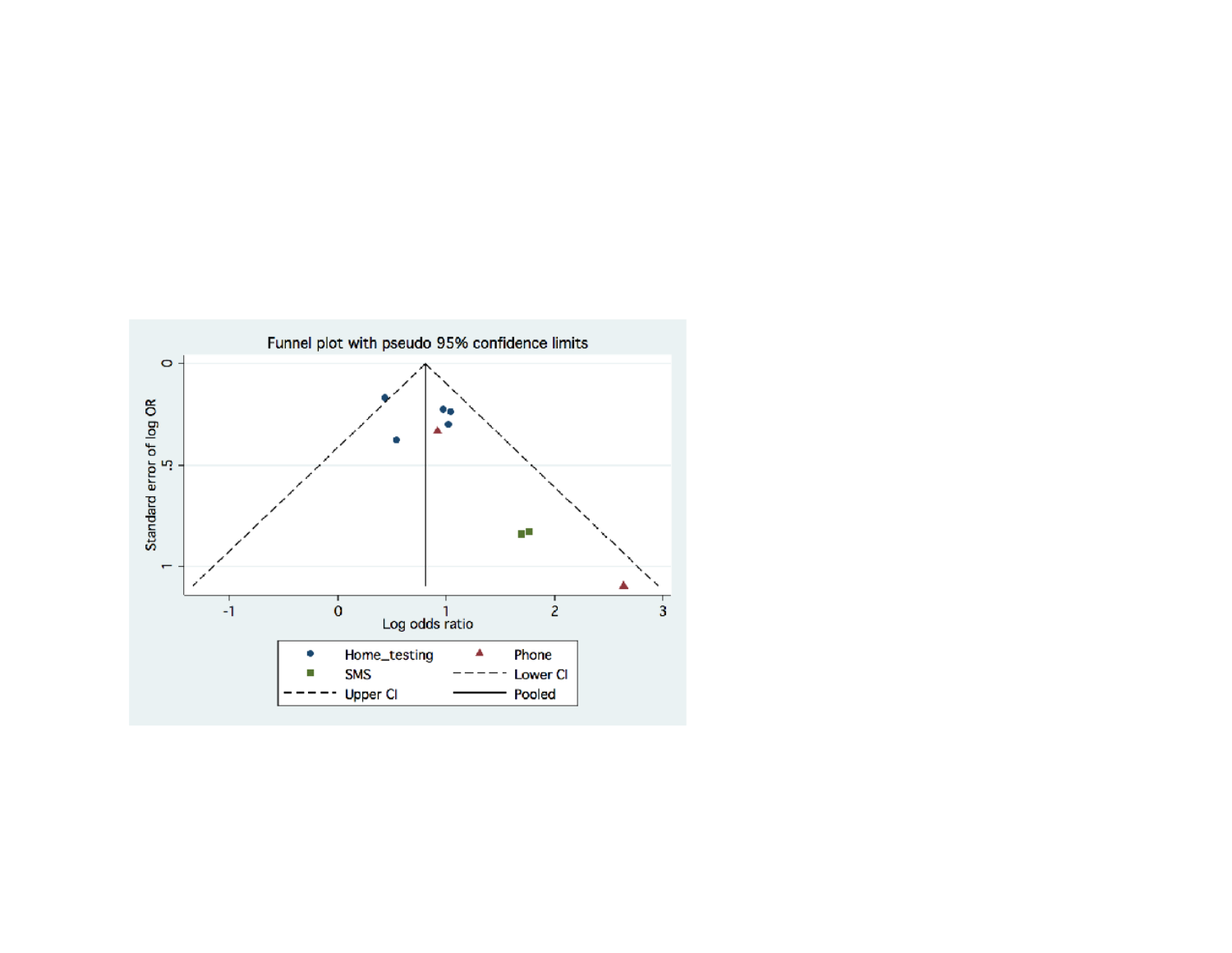Funnel plot with pseudo 95% confidence limits

Standard error of log OR

Log odds ratio

Home_testing

Phone

SMS

Lower CI

Upper CI

Pooled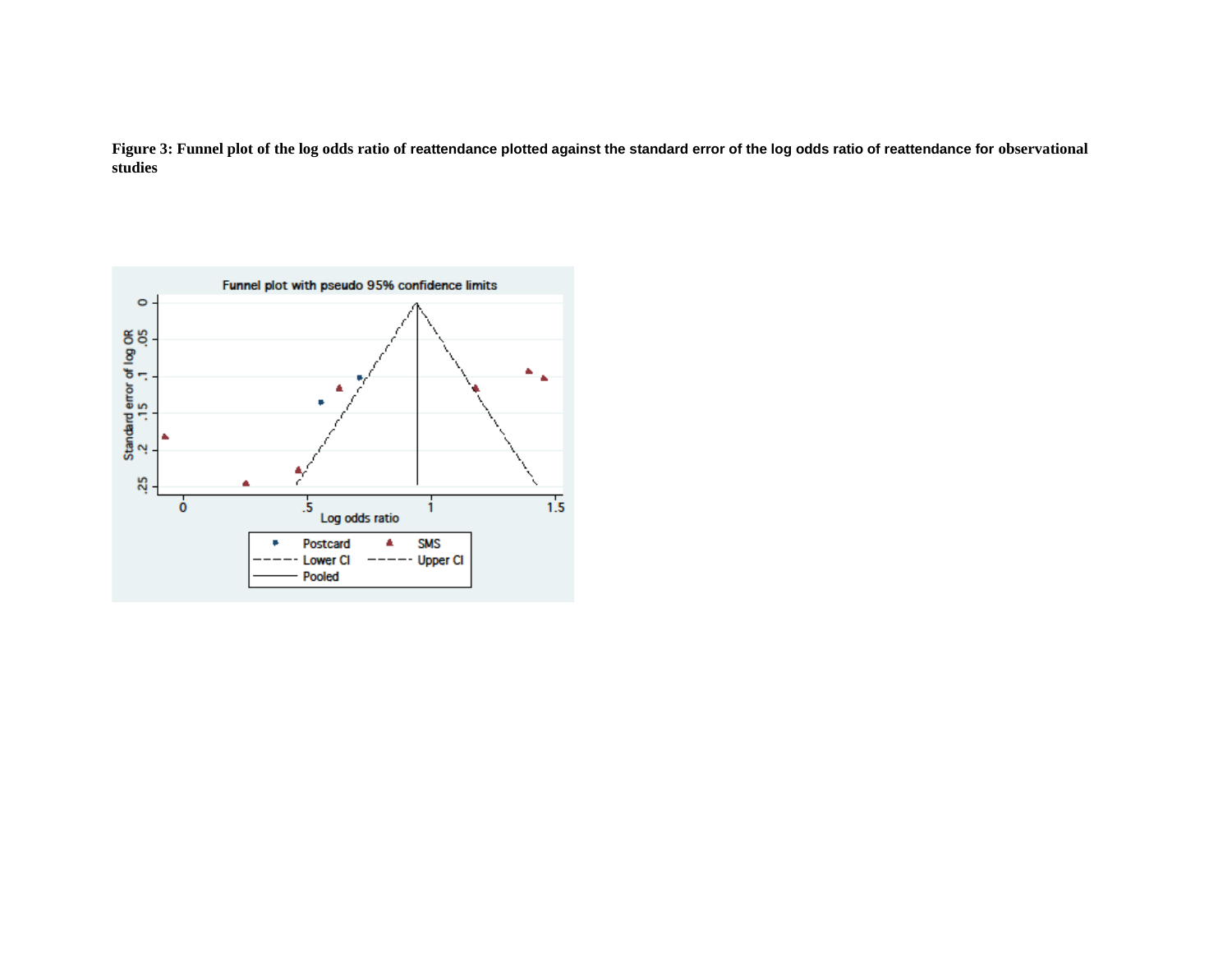**Figure 3: Funnel plot of the log odds ratio of reattendance plotted against the standard error of the log odds ratio of reattendance for observational studies**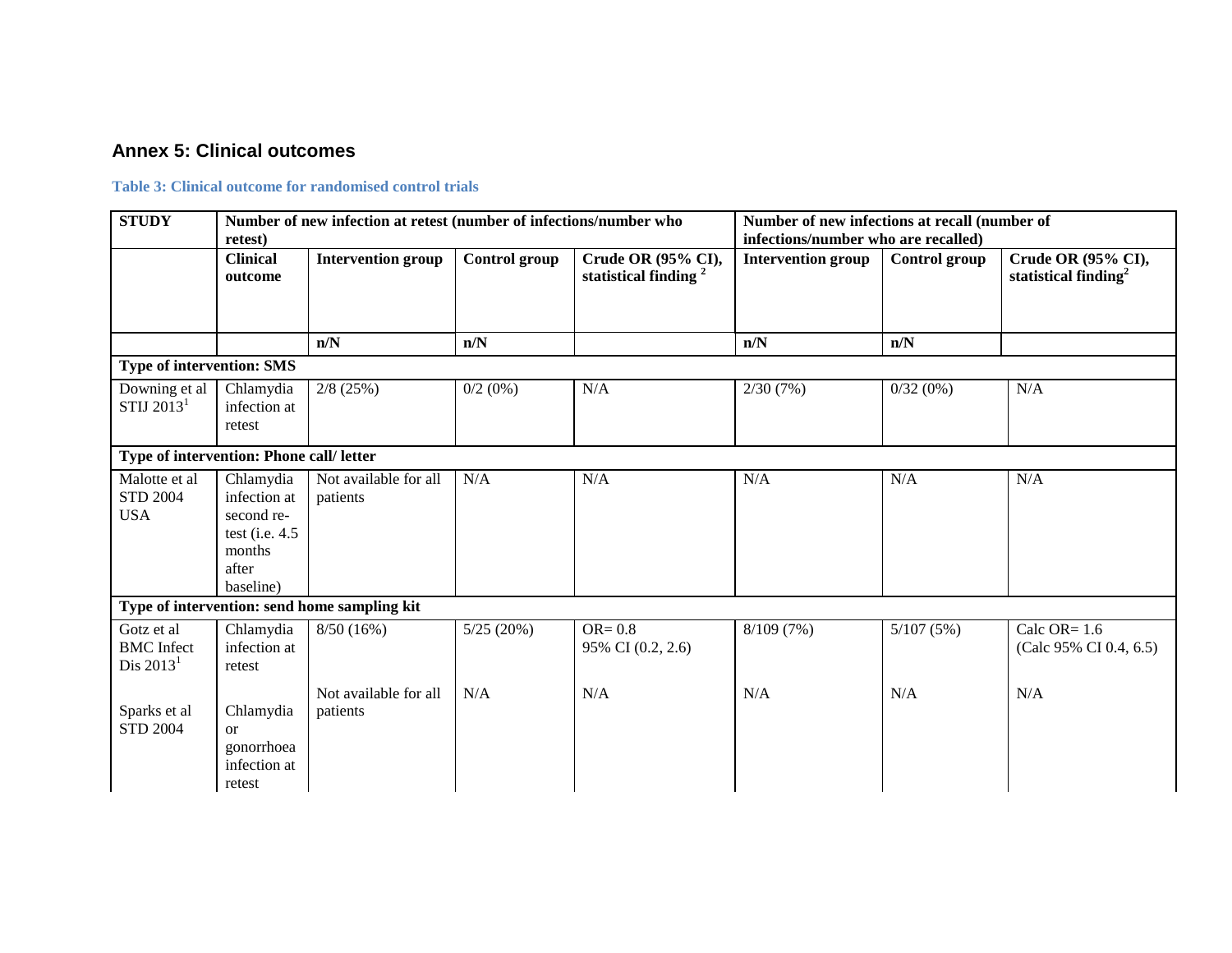## Annex 5: Clinical outcomes

### Table 3: Clinical outcome for randomised control trials

| STUDY | Number of new infection at retest (number of infections/number who retest) | | | | Number of new infections at recall (number of infections/number who are recalled) | | |
|---|---|---|---|---|---|---|---|
| | Clinical outcome | Intervention group | Control group | Crude OR (95% CI), statistical finding [2] | Intervention group | Control group | Crude OR (95% CI), statistical finding[2] |
| | | n/N | n/N | | n/N | n/N | |
| **Type of intervention: SMS** | | | | | | | |
| Downing et al STIJ 2013[1] | Chlamydia infection at retest | 2/8 (25%) | 0/2 (0%) | N/A | 2/30 (7%) | 0/32 (0%) | N/A |
| **Type of intervention: Phone call/ letter** | | | | | | | |
| Malotte et al STD 2004 USA | Chlamydia infection at second re-test (i.e. 4.5 months after baseline) | Not available for all patients | N/A | N/A | N/A | N/A | N/A |
| **Type of intervention: send home sampling kit** | | | | | | | |
| Gotz et al BMC Infect Dis 2013[1] | Chlamydia infection at retest | 8/50 (16%) | 5/25 (20%) | OR= 0.8 95% CI (0.2, 2.6) | 8/109 (7%) | 5/107 (5%) | Calc OR= 1.6 (Calc 95% CI 0.4, 6.5) |
| Sparks et al STD 2004 | Chlamydia or gonorrhoea infection at retest | Not available for all patients | N/A | N/A | N/A | N/A | N/A |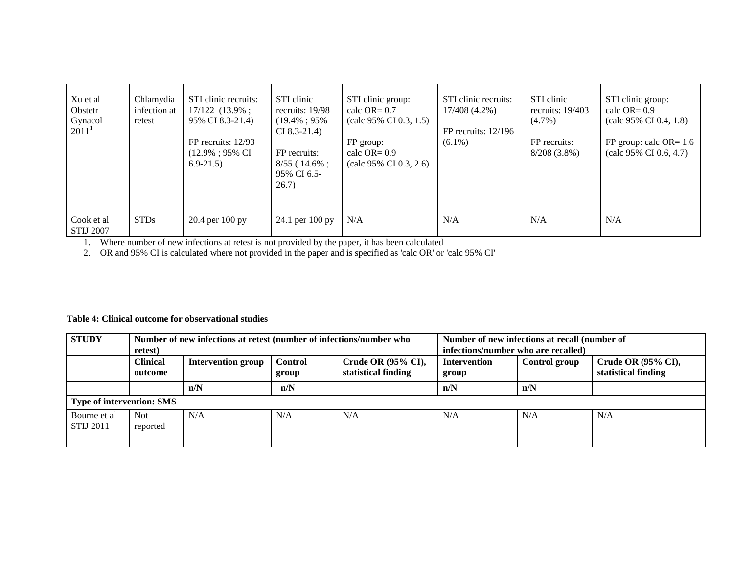| | | | | | | | |
|---|---|---|---|---|---|---|---|
| Xu et al Obstetr Gynacol 2011[1] | Chlamydia infection at retest | STI clinic recruits: 17/122 (13.9% ; 95% CI 8.3-21.4)<br><br>FP recruits: 12/93 (12.9% ; 95% CI 6.9-21.5) | STI clinic recruits: 19/98 (19.4% ; 95% CI 8.3-21.4)<br><br>FP recruits: 8/55 ( 14.6% ; 95% CI 6.5-26.7) | STI clinic group: calc OR= 0.7 (calc 95% CI 0.3, 1.5)<br><br>FP group: calc OR= 0.9 (calc 95% CI 0.3, 2.6) | STI clinic recruits: 17/408 (4.2%)<br><br>FP recruits: 12/196 (6.1%) | STI clinic recruits: 19/403 (4.7%)<br><br>FP recruits: 8/208 (3.8%) | STI clinic group: calc OR= 0.9 (calc 95% CI 0.4, 1.8)<br><br>FP group: calc OR= 1.6 (calc 95% CI 0.6, 4.7) |
| Cook et al STIJ 2007 | STDs | 20.4 per 100 py | 24.1 per 100 py | N/A | N/A | N/A | N/A |

1. Where number of new infections at retest is not provided by the paper, it has been calculated
2. OR and 95% CI is calculated where not provided in the paper and is specified as 'calc OR' or 'calc 95% CI'

**Table 4: Clinical outcome for observational studies**

| **STUDY** | **Number of new infections at retest (number of infections/number who retest)** | | | | **Number of new infections at recall (number of infections/number who are recalled)** | | |
|---|---|---|---|---|---|---|---|
| | **Clinical outcome** | **Intervention group** | **Control group** | **Crude OR (95% CI), statistical finding** | **Intervention group** | **Control group** | **Crude OR (95% CI), statistical finding** |
| | | **n/N** | **n/N** | | **n/N** | **n/N** | |
| **Type of intervention: SMS** | | | | | | | |
| Bourne et al STIJ 2011 | Not reported | N/A | N/A | N/A | N/A | N/A | N/A |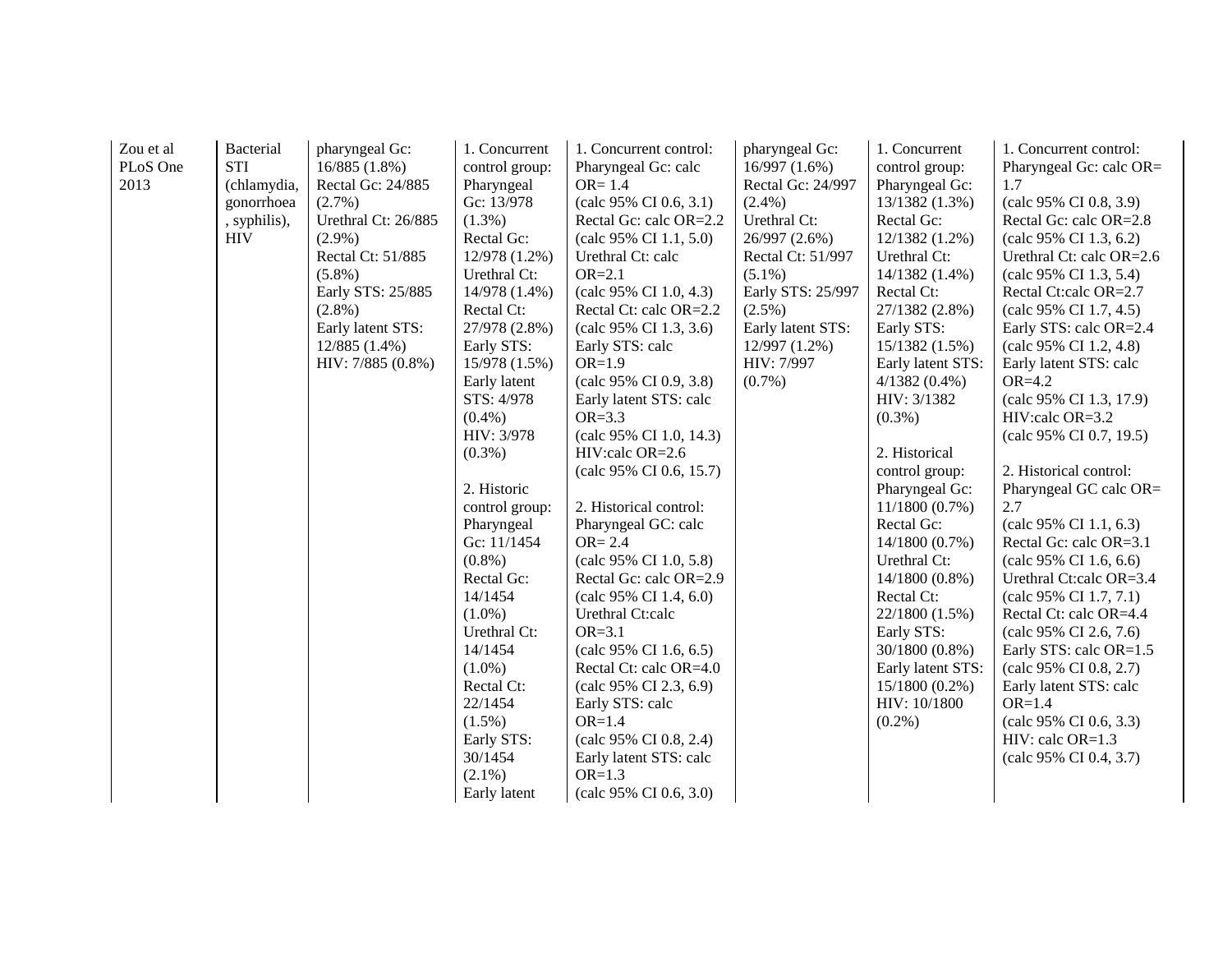| Zou et al PLoS One 2013 | Bacterial STI (chlamydia, gonorrhoea, syphilis), HIV | pharyngeal Gc: 16/885 (1.8%)<br>Rectal Gc: 24/885 (2.7%)<br>Urethral Ct: 26/885 (2.9%)<br>Rectal Ct: 51/885 (5.8%)<br>Early STS: 25/885 (2.8%)<br>Early latent STS: 12/885 (1.4%)<br>HIV: 7/885 (0.8%) | 1. Concurrent control group:<br>Pharyngeal Gc: 13/978 (1.3%)<br>Rectal Gc: 12/978 (1.2%)<br>Urethral Ct: 14/978 (1.4%)<br>Rectal Ct: 27/978 (2.8%)<br>Early STS: 15/978 (1.5%)<br>Early latent STS: 4/978 (0.4%)<br>HIV: 3/978 (0.3%)<br><br>2. Historic control group:<br>Pharyngeal Gc: 11/1454 (0.8%)<br>Rectal Gc: 14/1454 (1.0%)<br>Urethral Ct: 14/1454 (1.0%)<br>Rectal Ct: 22/1454 (1.5%)<br>Early STS: 30/1454 (2.1%)<br>Early latent | 1. Concurrent control:<br>Pharyngeal Gc: calc OR= 1.4 (calc 95% CI 0.6, 3.1)<br>Rectal Gc: calc OR=2.2 (calc 95% CI 1.1, 5.0)<br>Urethral Ct: calc OR=2.1 (calc 95% CI 1.0, 4.3)<br>Rectal Ct: calc OR=2.2 (calc 95% CI 1.3, 3.6)<br>Early STS: calc OR=1.9 (calc 95% CI 0.9, 3.8)<br>Early latent STS: calc OR=3.3 (calc 95% CI 1.0, 14.3)<br>HIV:calc OR=2.6 (calc 95% CI 0.6, 15.7)<br><br>2. Historical control:<br>Pharyngeal GC: calc OR= 2.4 (calc 95% CI 1.0, 5.8)<br>Rectal Gc: calc OR=2.9 (calc 95% CI 1.4, 6.0)<br>Urethral Ct:calc OR=3.1 (calc 95% CI 1.6, 6.5)<br>Rectal Ct: calc OR=4.0 (calc 95% CI 2.3, 6.9)<br>Early STS: calc OR=1.4 (calc 95% CI 0.8, 2.4)<br>Early latent STS: calc OR=1.3 (calc 95% CI 0.6, 3.0) | pharyngeal Gc: 16/997 (1.6%)<br>Rectal Gc: 24/997 (2.4%)<br>Urethral Ct: 26/997 (2.6%)<br>Rectal Ct: 51/997 (5.1%)<br>Early STS: 25/997 (2.5%)<br>Early latent STS: 12/997 (1.2%)<br>HIV: 7/997 (0.7%) | 1. Concurrent control group:<br>Pharyngeal Gc: 13/1382 (1.3%)<br>Rectal Gc: 12/1382 (1.2%)<br>Urethral Ct: 14/1382 (1.4%)<br>Rectal Ct: 27/1382 (2.8%)<br>Early STS: 15/1382 (1.5%)<br>Early latent STS: 4/1382 (0.4%)<br>HIV: 3/1382 (0.3%)<br><br>2. Historical control group:<br>Pharyngeal Gc: 11/1800 (0.7%)<br>Rectal Gc: 14/1800 (0.7%)<br>Urethral Ct: 14/1800 (0.8%)<br>Rectal Ct: 22/1800 (1.5%)<br>Early STS: 30/1800 (0.8%)<br>Early latent STS: 15/1800 (0.2%)<br>HIV: 10/1800 (0.2%) | 1. Concurrent control:<br>Pharyngeal Gc: calc OR= 1.7 (calc 95% CI 0.8, 3.9)<br>Rectal Gc: calc OR=2.8 (calc 95% CI 1.3, 6.2)<br>Urethral Ct: calc OR=2.6 (calc 95% CI 1.3, 5.4)<br>Rectal Ct:calc OR=2.7 (calc 95% CI 1.7, 4.5)<br>Early STS: calc OR=2.4 (calc 95% CI 1.2, 4.8)<br>Early latent STS: calc OR=4.2 (calc 95% CI 1.3, 17.9)<br>HIV:calc OR=3.2 (calc 95% CI 0.7, 19.5)<br><br>2. Historical control:<br>Pharyngeal GC calc OR= 2.7 (calc 95% CI 1.1, 6.3)<br>Rectal Gc: calc OR=3.1 (calc 95% CI 1.6, 6.6)<br>Urethral Ct:calc OR=3.4 (calc 95% CI 1.7, 7.1)<br>Rectal Ct: calc OR=4.4 (calc 95% CI 2.6, 7.6)<br>Early STS: calc OR=1.5 (calc 95% CI 0.8, 2.7)<br>Early latent STS: calc OR=1.4 (calc 95% CI 0.6, 3.3)<br>HIV: calc OR=1.3 (calc 95% CI 0.4, 3.7) |
|---|---|---|---|---|---|---|---|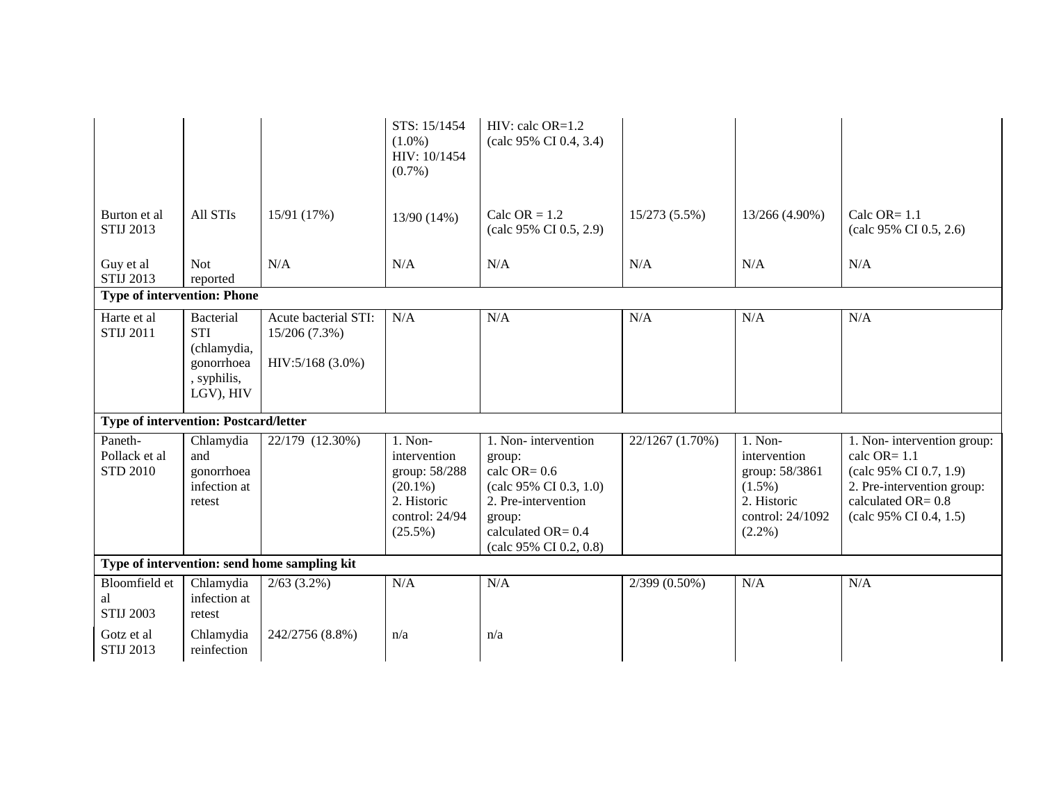| | | | | | | | |
|---|---|---|---|---|---|---|---|
| | | | STS: 15/1454 (1.0%) HIV: 10/1454 (0.7%) | HIV: calc OR=1.2 (calc 95% CI 0.4, 3.4) | | | |
| Burton et al STIJ 2013 | All STIs | 15/91 (17%) | 13/90 (14%) | Calc OR = 1.2 (calc 95% CI 0.5, 2.9) | 15/273 (5.5%) | 13/266 (4.90%) | Calc OR= 1.1 (calc 95% CI 0.5, 2.6) |
| Guy et al STIJ 2013 | Not reported | N/A | N/A | N/A | N/A | N/A | N/A |
| **Type of intervention: Phone** | | | | | | | |
| Harte et al STIJ 2011 | Bacterial STI (chlamydia, gonorrhoea, syphilis, LGV), HIV | Acute bacterial STI: 15/206 (7.3%) HIV:5/168 (3.0%) | N/A | N/A | N/A | N/A | N/A |
| **Type of intervention: Postcard/letter** | | | | | | | |
| Paneth-Pollack et al STD 2010 | Chlamydia and gonorrhoea infection at retest | 22/179 (12.30%) | 1. Non-intervention group: 58/288 (20.1%) 2. Historic control: 24/94 (25.5%) | 1. Non- intervention group: calc OR= 0.6 (calc 95% CI 0.3, 1.0) 2. Pre-intervention group: calculated OR= 0.4 (calc 95% CI 0.2, 0.8) | 22/1267 (1.70%) | 1. Non-intervention group: 58/3861 (1.5%) 2. Historic control: 24/1092 (2.2%) | 1. Non- intervention group: calc OR= 1.1 (calc 95% CI 0.7, 1.9) 2. Pre-intervention group: calculated OR= 0.8 (calc 95% CI 0.4, 1.5) |
| **Type of intervention: send home sampling kit** | | | | | | | |
| Bloomfield et al STIJ 2003 | Chlamydia infection at retest | 2/63 (3.2%) | N/A | N/A | 2/399 (0.50%) | N/A | N/A |
| Gotz et al STIJ 2013 | Chlamydia reinfection | 242/2756 (8.8%) | n/a | n/a | | | |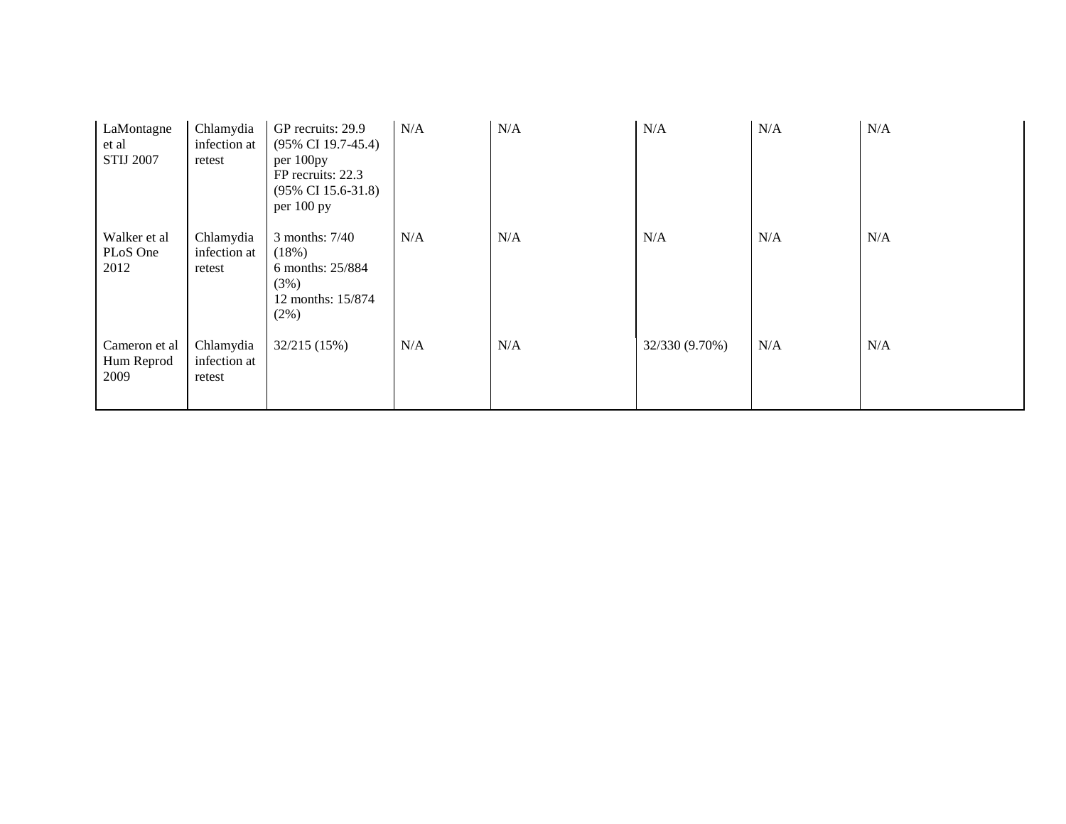| | | | | | | | |
|---|---|---|---|---|---|---|---|
| LaMontagne et al STIJ 2007 | Chlamydia infection at retest | GP recruits: 29.9 (95% CI 19.7-45.4) per 100py<br>FP recruits: 22.3 (95% CI 15.6-31.8) per 100 py | N/A | N/A | N/A | N/A | N/A |
| Walker et al PLoS One 2012 | Chlamydia infection at retest | 3 months: 7/40 (18%)<br>6 months: 25/884 (3%)<br>12 months: 15/874 (2%) | N/A | N/A | N/A | N/A | N/A |
| Cameron et al Hum Reprod 2009 | Chlamydia infection at retest | 32/215 (15%) | N/A | N/A | 32/330 (9.70%) | N/A | N/A |